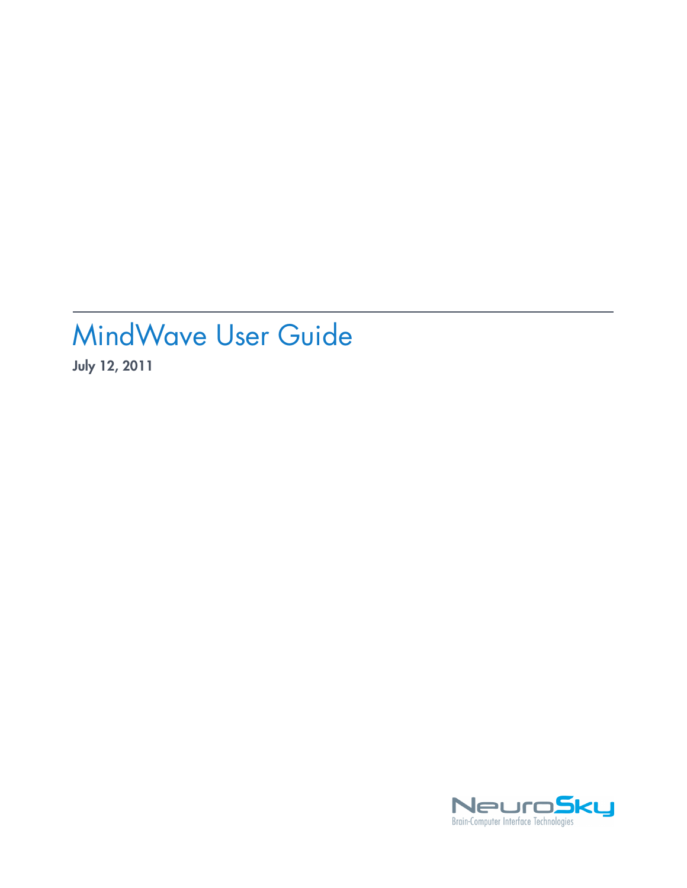# MindWave User Guide

**July 12, 2011**

NeuroSky
Brain-Computer Interface Technologies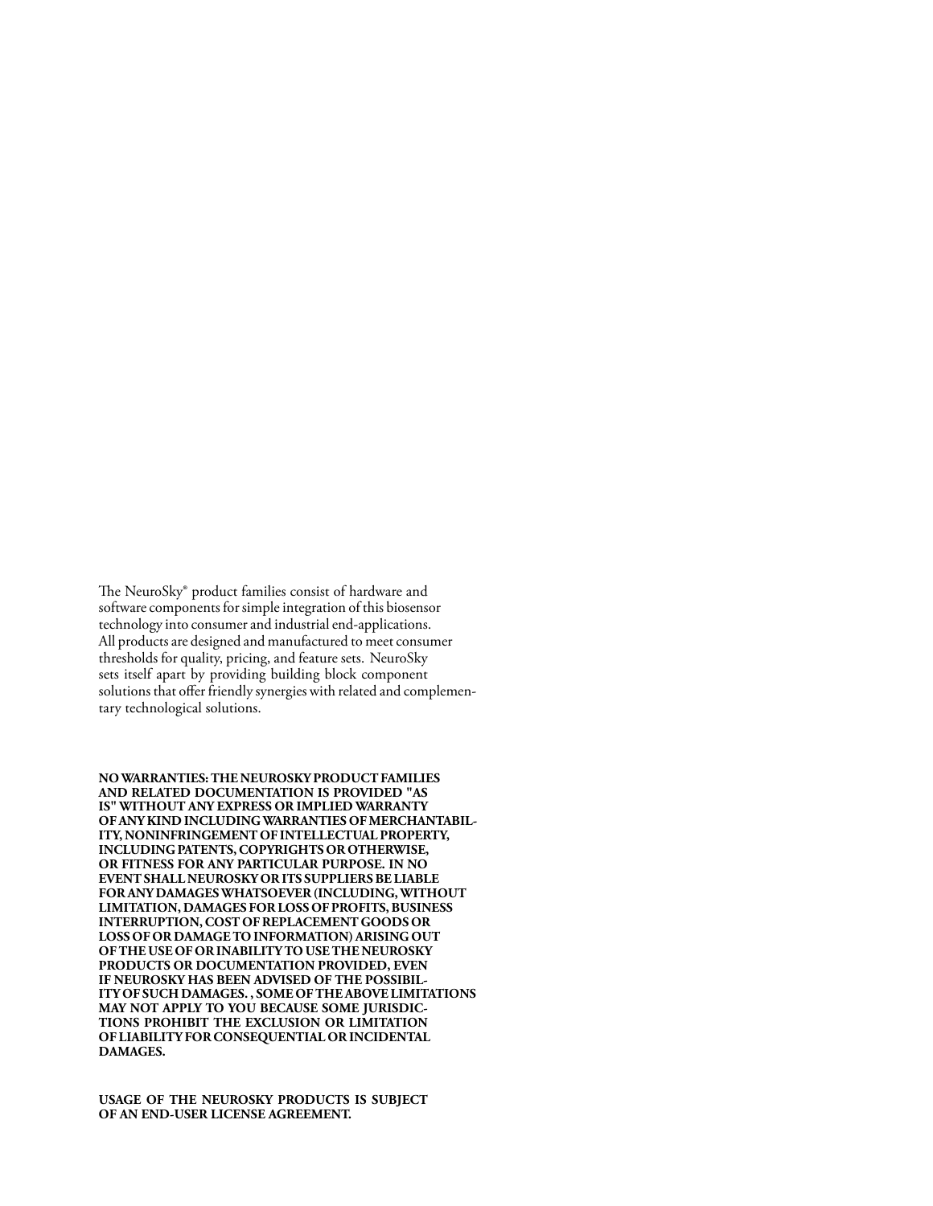The NeuroSky® product families consist of hardware and software components for simple integration of this biosensor technology into consumer and industrial end-applications. All products are designed and manufactured to meet consumer thresholds for quality, pricing, and feature sets. NeuroSky sets itself apart by providing building block component solutions that offer friendly synergies with related and complementary technological solutions.

**NO WARRANTIES: THE NEUROSKY PRODUCT FAMILIES AND RELATED DOCUMENTATION IS PROVIDED "AS IS" WITHOUT ANY EXPRESS OR IMPLIED WARRANTY OF ANY KIND INCLUDING WARRANTIES OF MERCHANTABILITY, NONINFRINGEMENT OF INTELLECTUAL PROPERTY, INCLUDING PATENTS, COPYRIGHTS OR OTHERWISE, OR FITNESS FOR ANY PARTICULAR PURPOSE. IN NO EVENT SHALL NEUROSKY OR ITS SUPPLIERS BE LIABLE FOR ANY DAMAGES WHATSOEVER (INCLUDING, WITHOUT LIMITATION, DAMAGES FOR LOSS OF PROFITS, BUSINESS INTERRUPTION, COST OF REPLACEMENT GOODS OR LOSS OF OR DAMAGE TO INFORMATION) ARISING OUT OF THE USE OF OR INABILITY TO USE THE NEUROSKY PRODUCTS OR DOCUMENTATION PROVIDED, EVEN IF NEUROSKY HAS BEEN ADVISED OF THE POSSIBILITY OF SUCH DAMAGES. , SOME OF THE ABOVE LIMITATIONS MAY NOT APPLY TO YOU BECAUSE SOME JURISDICTIONS PROHIBIT THE EXCLUSION OR LIMITATION OF LIABILITY FOR CONSEQUENTIAL OR INCIDENTAL DAMAGES.**

**USAGE OF THE NEUROSKY PRODUCTS IS SUBJECT OF AN END-USER LICENSE AGREEMENT.**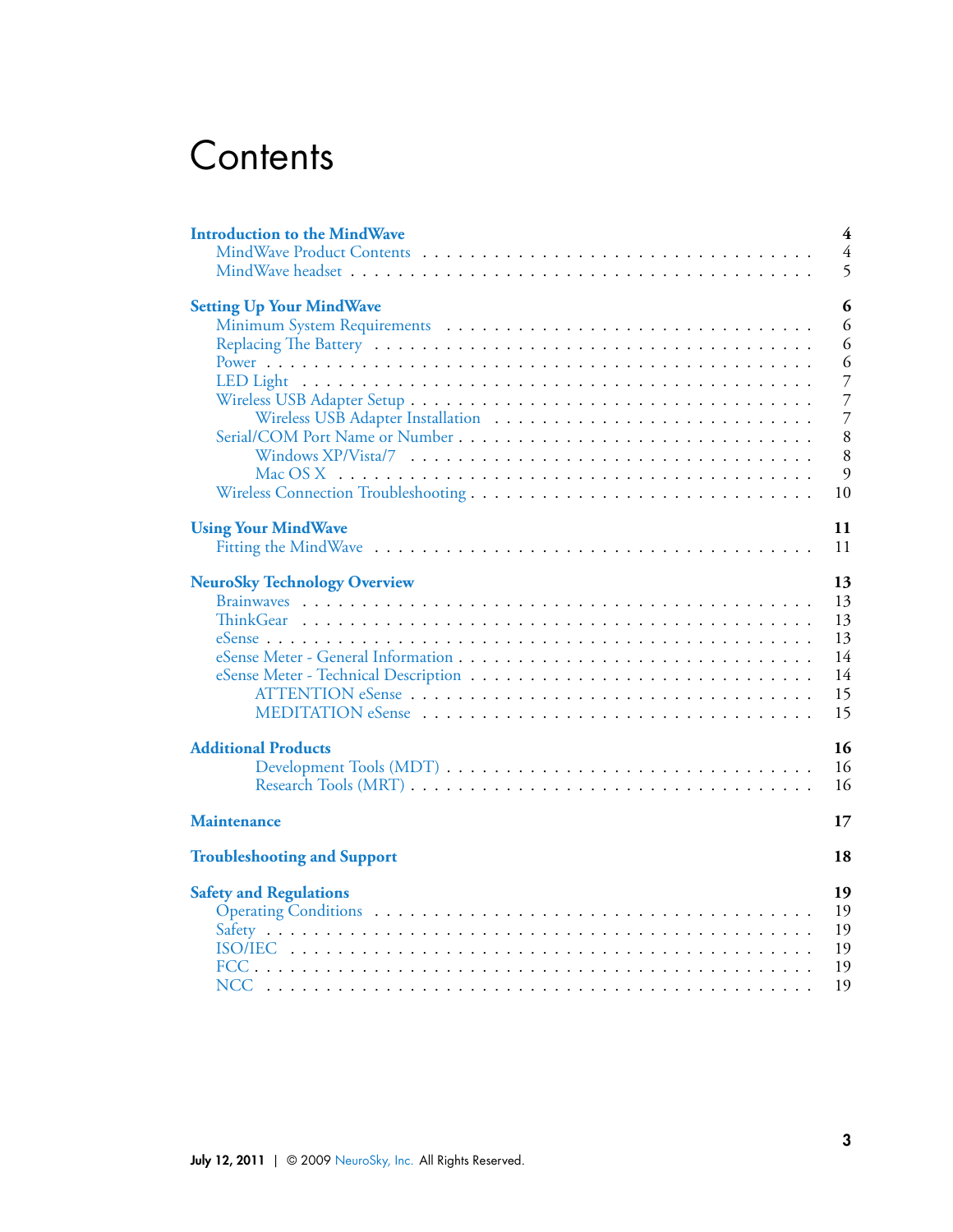# Contents

**Introduction to the MindWave** 4
- MindWave Product Contents 4
- MindWave headset 5

**Setting Up Your MindWave** 6
- Minimum System Requirements 6
- Replacing The Battery 6
- Power 6
- LED Light 7
- Wireless USB Adapter Setup 7
  - Wireless USB Adapter Installation 7
- Serial/COM Port Name or Number 8
  - Windows XP/Vista/7 8
  - Mac OS X 9
- Wireless Connection Troubleshooting 10

**Using Your MindWave** 11
- Fitting the MindWave 11

**NeuroSky Technology Overview** 13
- Brainwaves 13
- ThinkGear 13
- eSense 13
- eSense Meter - General Information 14
- eSense Meter - Technical Description 14
  - ATTENTION eSense 15
  - MEDITATION eSense 15

**Additional Products** 16
  - Development Tools (MDT) 16
  - Research Tools (MRT) 16

**Maintenance** 17

**Troubleshooting and Support** 18

**Safety and Regulations** 19
- Operating Conditions 19
- Safety 19
- ISO/IEC 19
- FCC 19
- NCC 19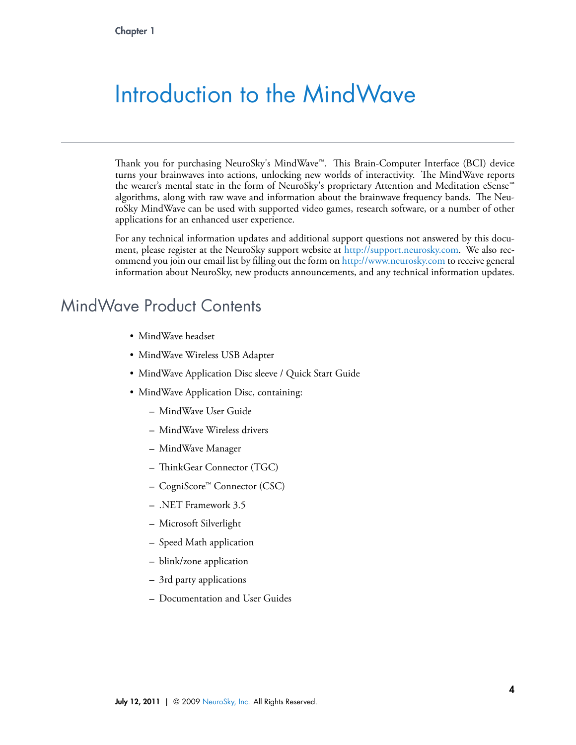# Introduction to the MindWave

Thank you for purchasing NeuroSky's MindWave™. This Brain-Computer Interface (BCI) device turns your brainwaves into actions, unlocking new worlds of interactivity. The MindWave reports the wearer's mental state in the form of NeuroSky's proprietary Attention and Meditation eSense™ algorithms, along with raw wave and information about the brainwave frequency bands. The NeuroSky MindWave can be used with supported video games, research software, or a number of other applications for an enhanced user experience.

For any technical information updates and additional support questions not answered by this document, please register at the NeuroSky support website at http://support.neurosky.com. We also recommend you join our email list by filling out the form on http://www.neurosky.com to receive general information about NeuroSky, new products announcements, and any technical information updates.

## MindWave Product Contents

- MindWave headset
- MindWave Wireless USB Adapter
- MindWave Application Disc sleeve / Quick Start Guide
- MindWave Application Disc, containing:
  - MindWave User Guide
  - MindWave Wireless drivers
  - MindWave Manager
  - ThinkGear Connector (TGC)
  - CogniScore™ Connector (CSC)
  - .NET Framework 3.5
  - Microsoft Silverlight
  - Speed Math application
  - blink/zone application
  - 3rd party applications
  - Documentation and User Guides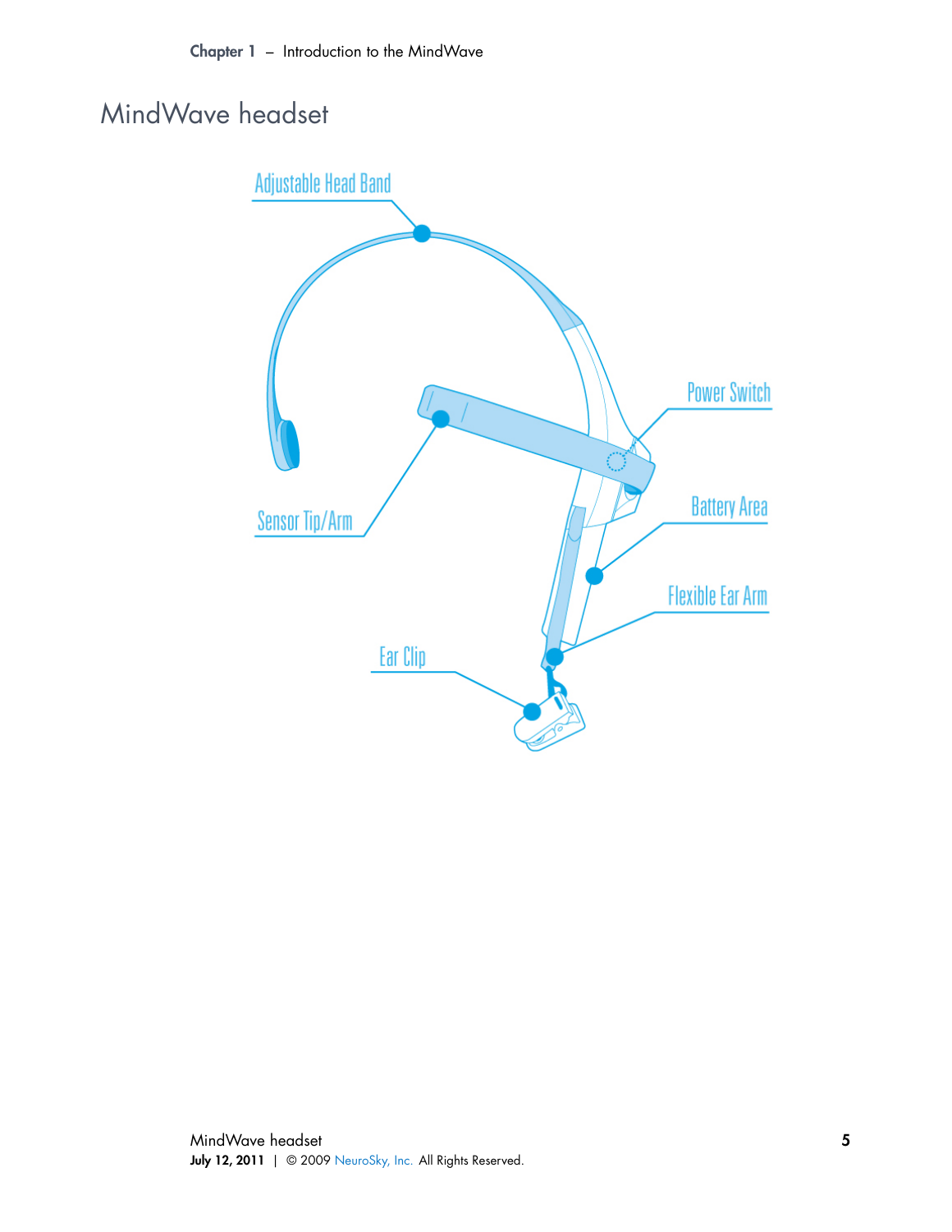# MindWave headset

Adjustable Head Band

Power Switch

Sensor Tip/Arm

Battery Area

Flexible Ear Arm

Ear Clip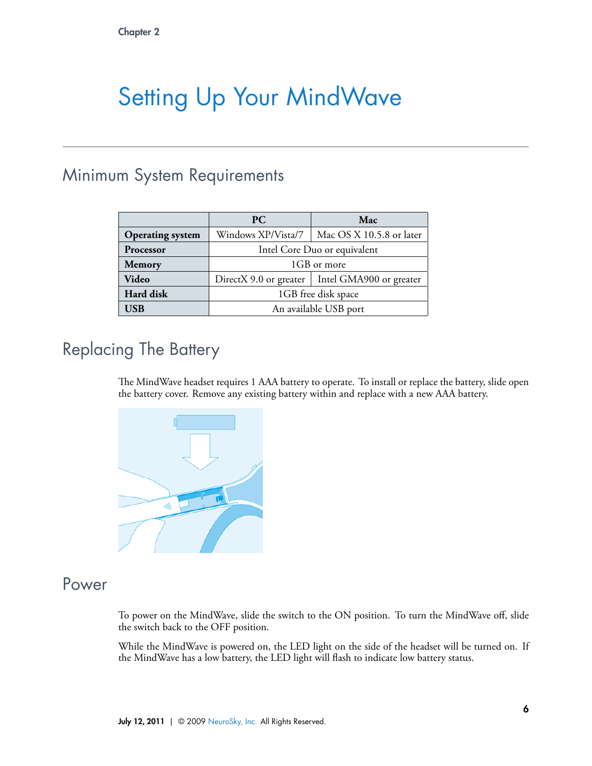Chapter 2

# Setting Up Your MindWave

## Minimum System Requirements

| | PC | Mac |
|---|---|---|
| **Operating system** | Windows XP/Vista/7 | Mac OS X 10.5.8 or later |
| **Processor** | Intel Core Duo or equivalent | |
| **Memory** | 1GB or more | |
| **Video** | DirectX 9.0 or greater | Intel GMA900 or greater |
| **Hard disk** | 1GB free disk space | |
| **USB** | An available USB port | |

## Replacing The Battery

The MindWave headset requires 1 AAA battery to operate. To install or replace the battery, slide open the battery cover. Remove any existing battery within and replace with a new AAA battery.

## Power

To power on the MindWave, slide the switch to the ON position. To turn the MindWave off, slide the switch back to the OFF position.

While the MindWave is powered on, the LED light on the side of the headset will be turned on. If the MindWave has a low battery, the LED light will flash to indicate low battery status.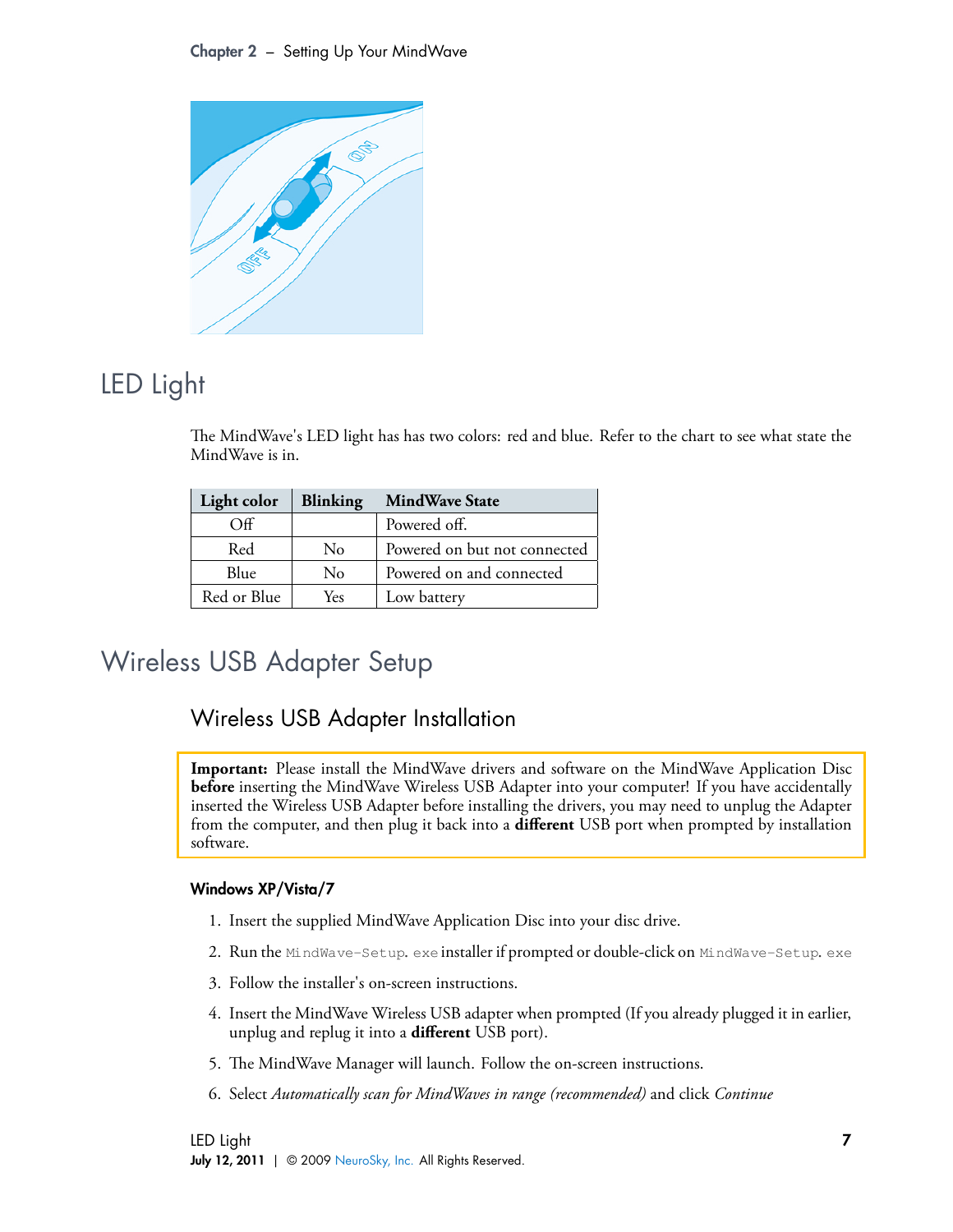# LED Light

The MindWave's LED light has has two colors: red and blue. Refer to the chart to see what state the MindWave is in.

| Light color | Blinking | MindWave State |
|---|---|---|
| Off | | Powered off. |
| Red | No | Powered on but not connected |
| Blue | No | Powered on and connected |
| Red or Blue | Yes | Low battery |

# Wireless USB Adapter Setup

## Wireless USB Adapter Installation

**Important:** Please install the MindWave drivers and software on the MindWave Application Disc **before** inserting the MindWave Wireless USB Adapter into your computer! If you have accidentally inserted the Wireless USB Adapter before installing the drivers, you may need to unplug the Adapter from the computer, and then plug it back into a **different** USB port when prompted by installation software.

### Windows XP/Vista/7

1. Insert the supplied MindWave Application Disc into your disc drive.
2. Run the `MindWave-Setup.exe` installer if prompted or double-click on `MindWave-Setup.exe`
3. Follow the installer's on-screen instructions.
4. Insert the MindWave Wireless USB adapter when prompted (If you already plugged it in earlier, unplug and replug it into a **different** USB port).
5. The MindWave Manager will launch. Follow the on-screen instructions.
6. Select *Automatically scan for MindWaves in range (recommended)* and click *Continue*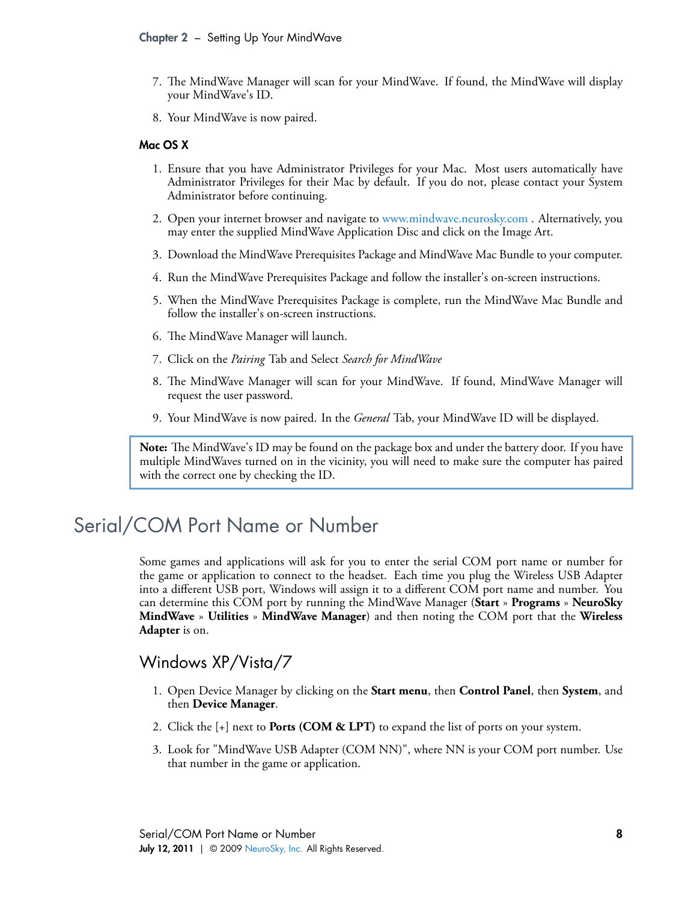7. The MindWave Manager will scan for your MindWave. If found, the MindWave will display your MindWave's ID.

8. Your MindWave is now paired.

### Mac OS X

1. Ensure that you have Administrator Privileges for your Mac. Most users automatically have Administrator Privileges for their Mac by default. If you do not, please contact your System Administrator before continuing.

2. Open your internet browser and navigate to www.mindwave.neurosky.com . Alternatively, you may enter the supplied MindWave Application Disc and click on the Image Art.

3. Download the MindWave Prerequisites Package and MindWave Mac Bundle to your computer.

4. Run the MindWave Prerequisites Package and follow the installer's on-screen instructions.

5. When the MindWave Prerequisites Package is complete, run the MindWave Mac Bundle and follow the installer's on-screen instructions.

6. The MindWave Manager will launch.

7. Click on the *Pairing* Tab and Select *Search for MindWave*

8. The MindWave Manager will scan for your MindWave. If found, MindWave Manager will request the user password.

9. Your MindWave is now paired. In the *General* Tab, your MindWave ID will be displayed.

> **Note:** The MindWave's ID may be found on the package box and under the battery door. If you have multiple MindWaves turned on in the vicinity, you will need to make sure the computer has paired with the correct one by checking the ID.

# Serial/COM Port Name or Number

Some games and applications will ask for you to enter the serial COM port name or number for the game or application to connect to the headset. Each time you plug the Wireless USB Adapter into a different USB port, Windows will assign it to a different COM port name and number. You can determine this COM port by running the MindWave Manager (**Start** » **Programs** » **NeuroSky MindWave** » **Utilities** » **MindWave Manager**) and then noting the COM port that the **Wireless Adapter** is on.

## Windows XP/Vista/7

1. Open Device Manager by clicking on the **Start menu**, then **Control Panel**, then **System**, and then **Device Manager**.

2. Click the [+] next to **Ports (COM & LPT)** to expand the list of ports on your system.

3. Look for "MindWave USB Adapter (COM NN)", where NN is your COM port number. Use that number in the game or application.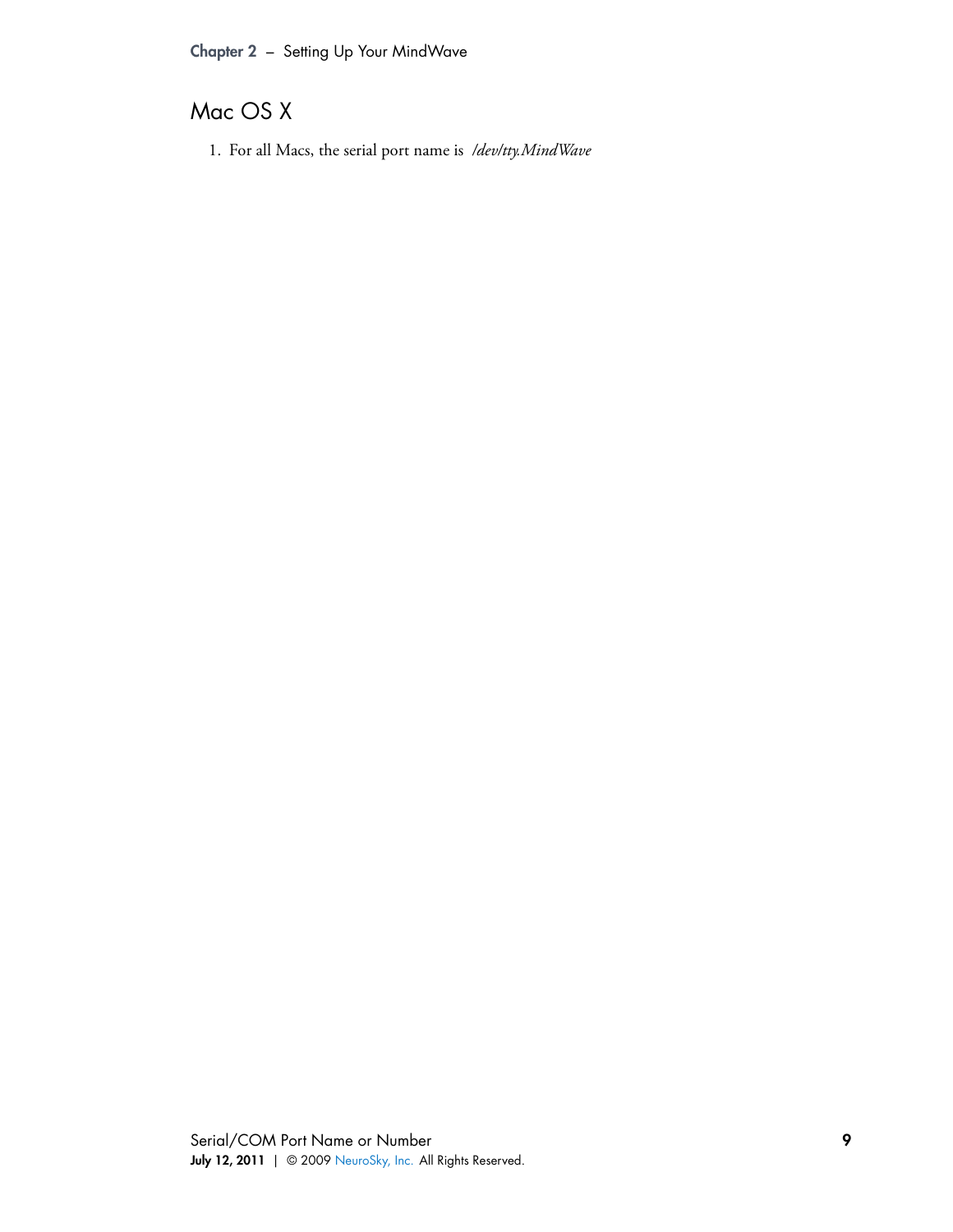## Mac OS X

1. For all Macs, the serial port name is */dev/tty.MindWave*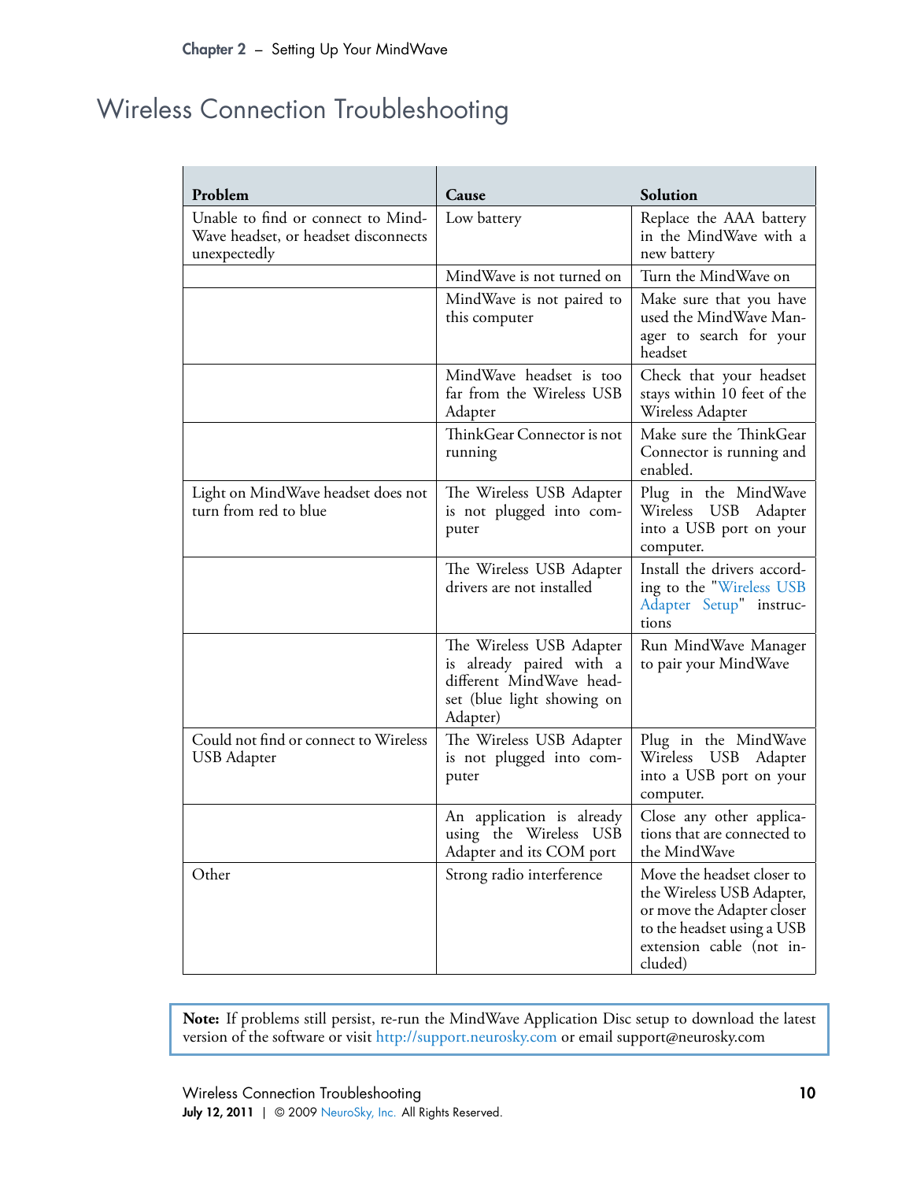# Wireless Connection Troubleshooting

| Problem | Cause | Solution |
|---|---|---|
| Unable to find or connect to MindWave headset, or headset disconnects unexpectedly | Low battery | Replace the AAA battery in the MindWave with a new battery |
| | MindWave is not turned on | Turn the MindWave on |
| | MindWave is not paired to this computer | Make sure that you have used the MindWave Manager to search for your headset |
| | MindWave headset is too far from the Wireless USB Adapter | Check that your headset stays within 10 feet of the Wireless Adapter |
| | ThinkGear Connector is not running | Make sure the ThinkGear Connector is running and enabled. |
| Light on MindWave headset does not turn from red to blue | The Wireless USB Adapter is not plugged into computer | Plug in the MindWave Wireless USB Adapter into a USB port on your computer. |
| | The Wireless USB Adapter drivers are not installed | Install the drivers according to the "Wireless USB Adapter Setup" instructions |
| | The Wireless USB Adapter is already paired with a different MindWave headset (blue light showing on Adapter) | Run MindWave Manager to pair your MindWave |
| Could not find or connect to Wireless USB Adapter | The Wireless USB Adapter is not plugged into computer | Plug in the MindWave Wireless USB Adapter into a USB port on your computer. |
| | An application is already using the Wireless USB Adapter and its COM port | Close any other applications that are connected to the MindWave |
| Other | Strong radio interference | Move the headset closer to the Wireless USB Adapter, or move the Adapter closer to the headset using a USB extension cable (not included) |

**Note:** If problems still persist, re-run the MindWave Application Disc setup to download the latest version of the software or visit http://support.neurosky.com or email support@neurosky.com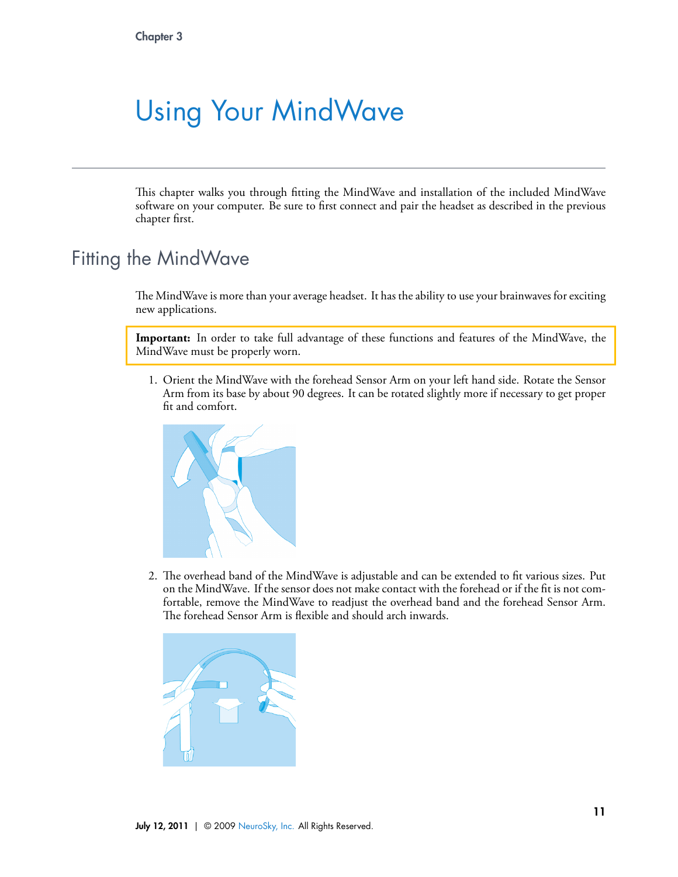Chapter 3

# Using Your MindWave

This chapter walks you through fitting the MindWave and installation of the included MindWave software on your computer. Be sure to first connect and pair the headset as described in the previous chapter first.

## Fitting the MindWave

The MindWave is more than your average headset. It has the ability to use your brainwaves for exciting new applications.

**Important:** In order to take full advantage of these functions and features of the MindWave, the MindWave must be properly worn.

1. Orient the MindWave with the forehead Sensor Arm on your left hand side. Rotate the Sensor Arm from its base by about 90 degrees. It can be rotated slightly more if necessary to get proper fit and comfort.

2. The overhead band of the MindWave is adjustable and can be extended to fit various sizes. Put on the MindWave. If the sensor does not make contact with the forehead or if the fit is not comfortable, remove the MindWave to readjust the overhead band and the forehead Sensor Arm. The forehead Sensor Arm is flexible and should arch inwards.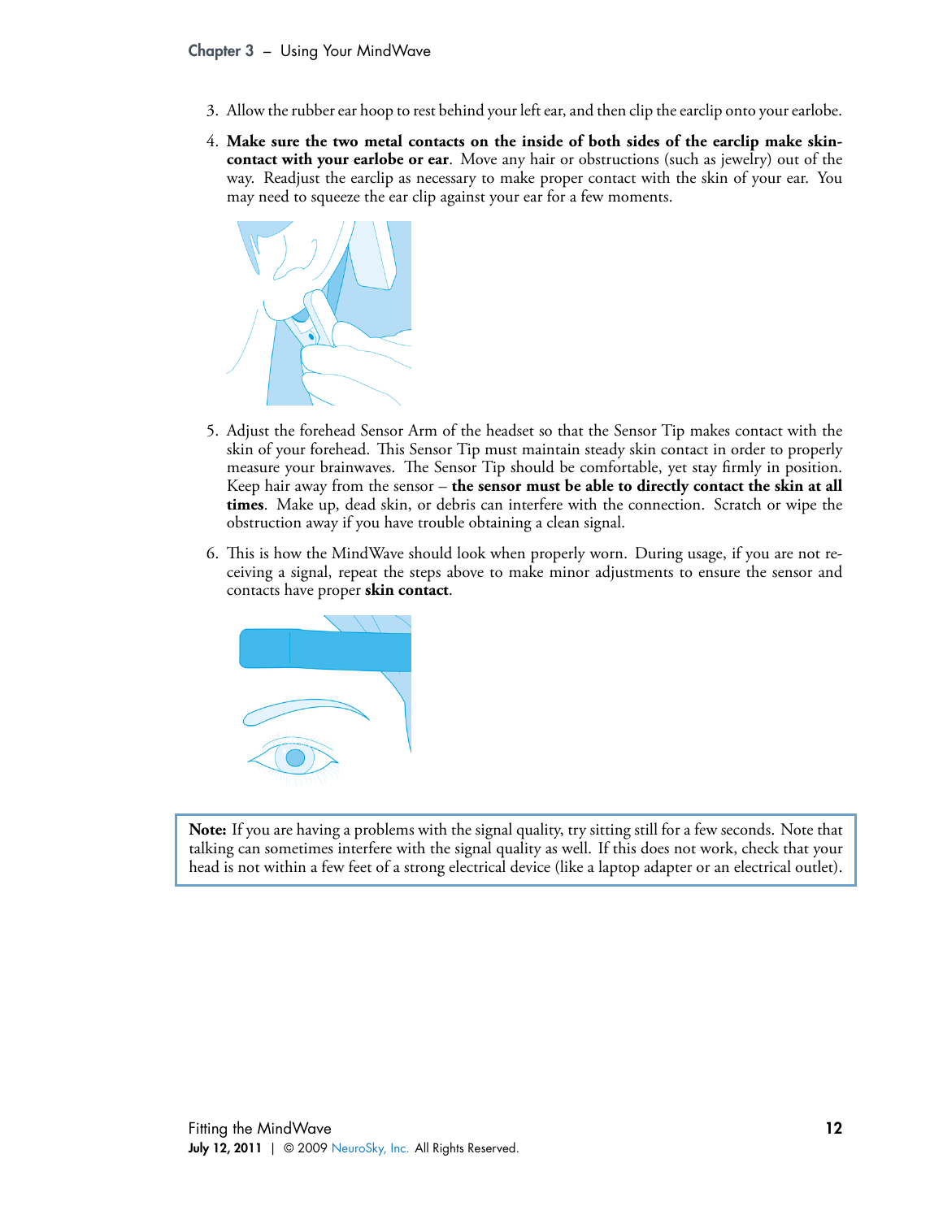3. Allow the rubber ear hoop to rest behind your left ear, and then clip the earclip onto your earlobe.

4. **Make sure the two metal contacts on the inside of both sides of the earclip make skin-contact with your earlobe or ear**. Move any hair or obstructions (such as jewelry) out of the way. Readjust the earclip as necessary to make proper contact with the skin of your ear. You may need to squeeze the ear clip against your ear for a few moments.

5. Adjust the forehead Sensor Arm of the headset so that the Sensor Tip makes contact with the skin of your forehead. This Sensor Tip must maintain steady skin contact in order to properly measure your brainwaves. The Sensor Tip should be comfortable, yet stay firmly in position. Keep hair away from the sensor – **the sensor must be able to directly contact the skin at all times**. Make up, dead skin, or debris can interfere with the connection. Scratch or wipe the obstruction away if you have trouble obtaining a clean signal.

6. This is how the MindWave should look when properly worn. During usage, if you are not receiving a signal, repeat the steps above to make minor adjustments to ensure the sensor and contacts have proper **skin contact**.

**Note:** If you are having a problems with the signal quality, try sitting still for a few seconds. Note that talking can sometimes interfere with the signal quality as well. If this does not work, check that your head is not within a few feet of a strong electrical device (like a laptop adapter or an electrical outlet).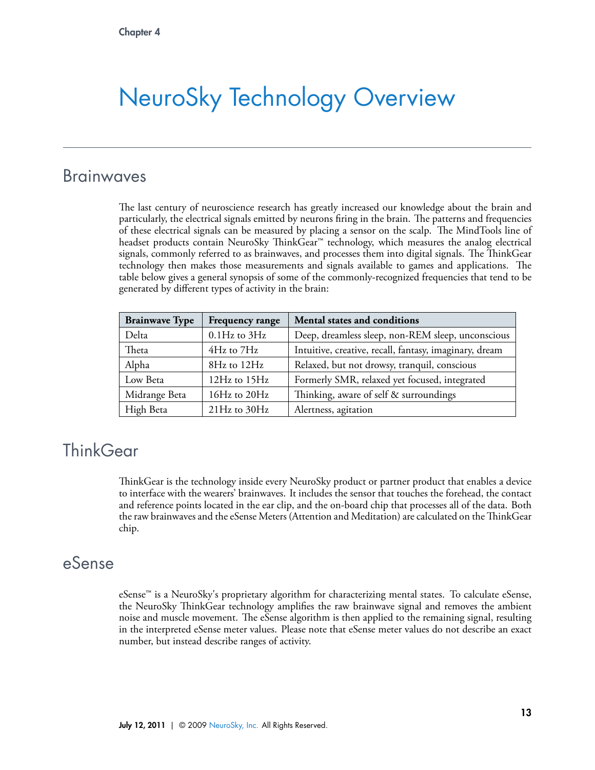Chapter 4

# NeuroSky Technology Overview

## Brainwaves

The last century of neuroscience research has greatly increased our knowledge about the brain and particularly, the electrical signals emitted by neurons firing in the brain. The patterns and frequencies of these electrical signals can be measured by placing a sensor on the scalp. The MindTools line of headset products contain NeuroSky ThinkGear™ technology, which measures the analog electrical signals, commonly referred to as brainwaves, and processes them into digital signals. The ThinkGear technology then makes those measurements and signals available to games and applications. The table below gives a general synopsis of some of the commonly-recognized frequencies that tend to be generated by different types of activity in the brain:

| Brainwave Type | Frequency range | Mental states and conditions |
|---|---|---|
| Delta | 0.1Hz to 3Hz | Deep, dreamless sleep, non-REM sleep, unconscious |
| Theta | 4Hz to 7Hz | Intuitive, creative, recall, fantasy, imaginary, dream |
| Alpha | 8Hz to 12Hz | Relaxed, but not drowsy, tranquil, conscious |
| Low Beta | 12Hz to 15Hz | Formerly SMR, relaxed yet focused, integrated |
| Midrange Beta | 16Hz to 20Hz | Thinking, aware of self & surroundings |
| High Beta | 21Hz to 30Hz | Alertness, agitation |

## ThinkGear

ThinkGear is the technology inside every NeuroSky product or partner product that enables a device to interface with the wearers' brainwaves. It includes the sensor that touches the forehead, the contact and reference points located in the ear clip, and the on-board chip that processes all of the data. Both the raw brainwaves and the eSense Meters (Attention and Meditation) are calculated on the ThinkGear chip.

## eSense

eSense™ is a NeuroSky's proprietary algorithm for characterizing mental states. To calculate eSense, the NeuroSky ThinkGear technology amplifies the raw brainwave signal and removes the ambient noise and muscle movement. The eSense algorithm is then applied to the remaining signal, resulting in the interpreted eSense meter values. Please note that eSense meter values do not describe an exact number, but instead describe ranges of activity.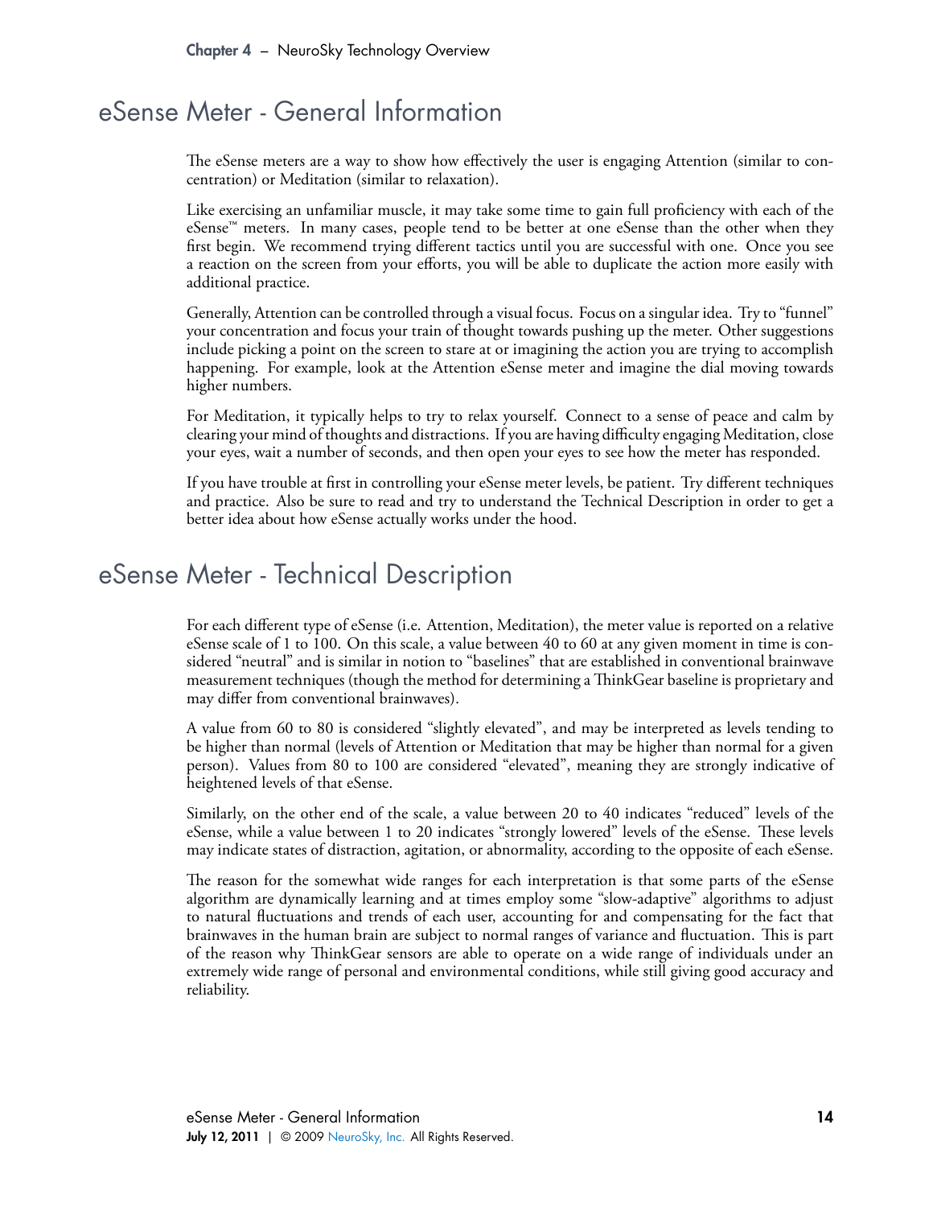## eSense Meter - General Information

The eSense meters are a way to show how effectively the user is engaging Attention (similar to concentration) or Meditation (similar to relaxation).

Like exercising an unfamiliar muscle, it may take some time to gain full proficiency with each of the eSense™ meters. In many cases, people tend to be better at one eSense than the other when they first begin. We recommend trying different tactics until you are successful with one. Once you see a reaction on the screen from your efforts, you will be able to duplicate the action more easily with additional practice.

Generally, Attention can be controlled through a visual focus. Focus on a singular idea. Try to "funnel" your concentration and focus your train of thought towards pushing up the meter. Other suggestions include picking a point on the screen to stare at or imagining the action you are trying to accomplish happening. For example, look at the Attention eSense meter and imagine the dial moving towards higher numbers.

For Meditation, it typically helps to try to relax yourself. Connect to a sense of peace and calm by clearing your mind of thoughts and distractions. If you are having difficulty engaging Meditation, close your eyes, wait a number of seconds, and then open your eyes to see how the meter has responded.

If you have trouble at first in controlling your eSense meter levels, be patient. Try different techniques and practice. Also be sure to read and try to understand the Technical Description in order to get a better idea about how eSense actually works under the hood.

## eSense Meter - Technical Description

For each different type of eSense (i.e. Attention, Meditation), the meter value is reported on a relative eSense scale of 1 to 100. On this scale, a value between 40 to 60 at any given moment in time is considered "neutral" and is similar in notion to "baselines" that are established in conventional brainwave measurement techniques (though the method for determining a ThinkGear baseline is proprietary and may differ from conventional brainwaves).

A value from 60 to 80 is considered "slightly elevated", and may be interpreted as levels tending to be higher than normal (levels of Attention or Meditation that may be higher than normal for a given person). Values from 80 to 100 are considered "elevated", meaning they are strongly indicative of heightened levels of that eSense.

Similarly, on the other end of the scale, a value between 20 to 40 indicates "reduced" levels of the eSense, while a value between 1 to 20 indicates "strongly lowered" levels of the eSense. These levels may indicate states of distraction, agitation, or abnormality, according to the opposite of each eSense.

The reason for the somewhat wide ranges for each interpretation is that some parts of the eSense algorithm are dynamically learning and at times employ some "slow-adaptive" algorithms to adjust to natural fluctuations and trends of each user, accounting for and compensating for the fact that brainwaves in the human brain are subject to normal ranges of variance and fluctuation. This is part of the reason why ThinkGear sensors are able to operate on a wide range of individuals under an extremely wide range of personal and environmental conditions, while still giving good accuracy and reliability.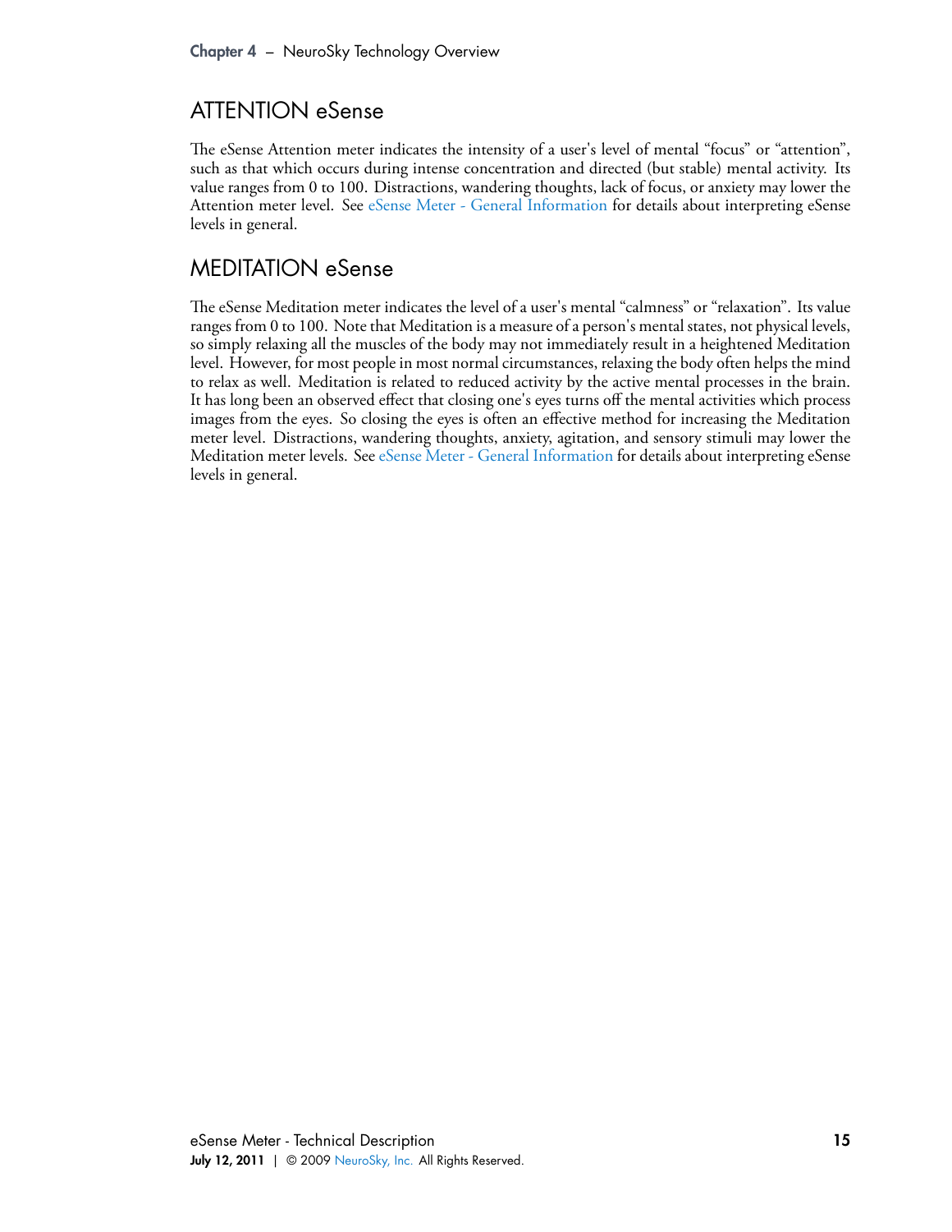## ATTENTION eSense

The eSense Attention meter indicates the intensity of a user's level of mental "focus" or "attention", such as that which occurs during intense concentration and directed (but stable) mental activity. Its value ranges from 0 to 100. Distractions, wandering thoughts, lack of focus, or anxiety may lower the Attention meter level. See eSense Meter - General Information for details about interpreting eSense levels in general.

## MEDITATION eSense

The eSense Meditation meter indicates the level of a user's mental "calmness" or "relaxation". Its value ranges from 0 to 100. Note that Meditation is a measure of a person's mental states, not physical levels, so simply relaxing all the muscles of the body may not immediately result in a heightened Meditation level. However, for most people in most normal circumstances, relaxing the body often helps the mind to relax as well. Meditation is related to reduced activity by the active mental processes in the brain. It has long been an observed effect that closing one's eyes turns off the mental activities which process images from the eyes. So closing the eyes is often an effective method for increasing the Meditation meter level. Distractions, wandering thoughts, anxiety, agitation, and sensory stimuli may lower the Meditation meter levels. See eSense Meter - General Information for details about interpreting eSense levels in general.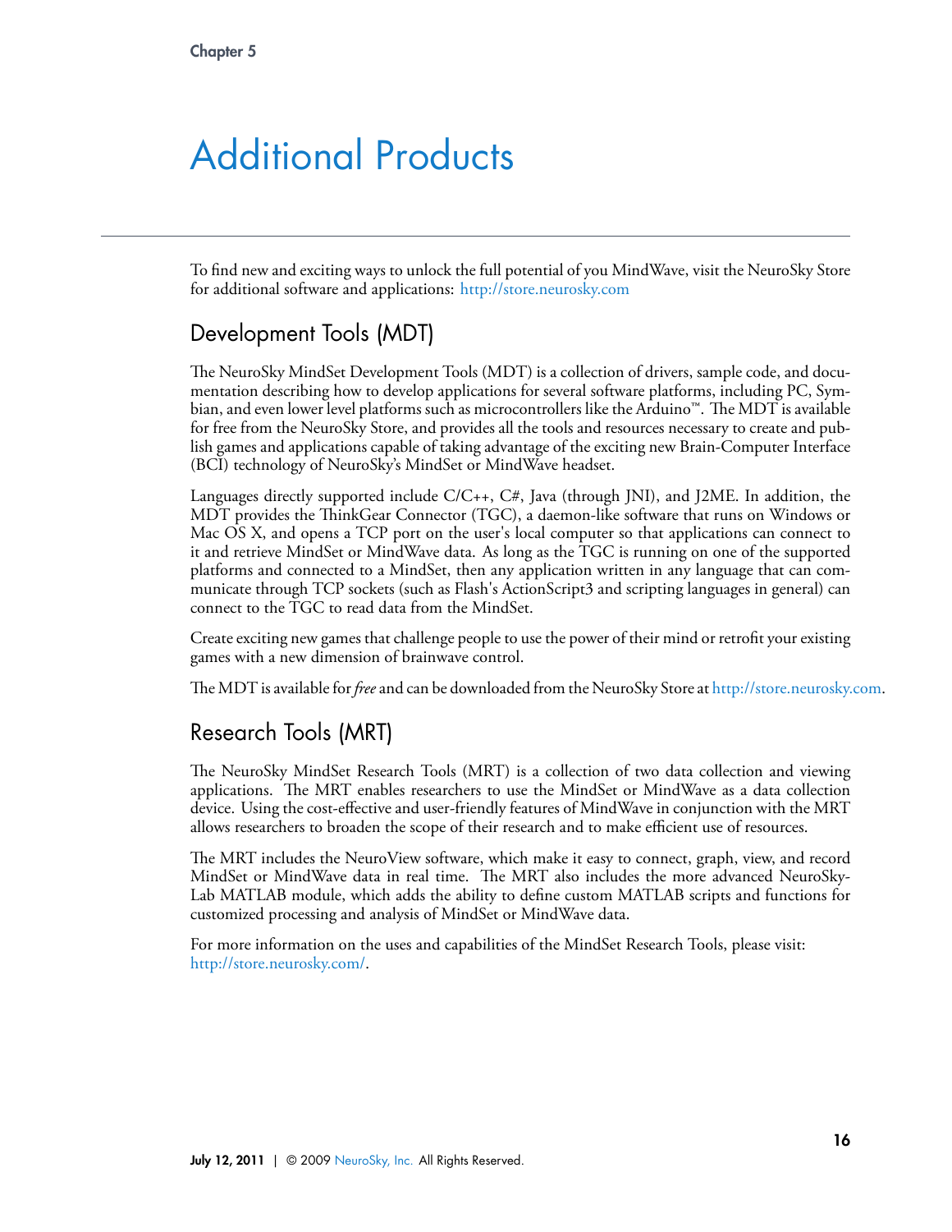# Additional Products

To find new and exciting ways to unlock the full potential of you MindWave, visit the NeuroSky Store for additional software and applications: http://store.neurosky.com

## Development Tools (MDT)

The NeuroSky MindSet Development Tools (MDT) is a collection of drivers, sample code, and documentation describing how to develop applications for several software platforms, including PC, Symbian, and even lower level platforms such as microcontrollers like the Arduino™. The MDT is available for free from the NeuroSky Store, and provides all the tools and resources necessary to create and publish games and applications capable of taking advantage of the exciting new Brain-Computer Interface (BCI) technology of NeuroSky's MindSet or MindWave headset.

Languages directly supported include C/C++, C#, Java (through JNI), and J2ME. In addition, the MDT provides the ThinkGear Connector (TGC), a daemon-like software that runs on Windows or Mac OS X, and opens a TCP port on the user's local computer so that applications can connect to it and retrieve MindSet or MindWave data. As long as the TGC is running on one of the supported platforms and connected to a MindSet, then any application written in any language that can communicate through TCP sockets (such as Flash's ActionScript3 and scripting languages in general) can connect to the TGC to read data from the MindSet.

Create exciting new games that challenge people to use the power of their mind or retrofit your existing games with a new dimension of brainwave control.

The MDT is available for *free* and can be downloaded from the NeuroSky Store at http://store.neurosky.com.

## Research Tools (MRT)

The NeuroSky MindSet Research Tools (MRT) is a collection of two data collection and viewing applications. The MRT enables researchers to use the MindSet or MindWave as a data collection device. Using the cost-effective and user-friendly features of MindWave in conjunction with the MRT allows researchers to broaden the scope of their research and to make efficient use of resources.

The MRT includes the NeuroView software, which make it easy to connect, graph, view, and record MindSet or MindWave data in real time. The MRT also includes the more advanced NeuroSky-Lab MATLAB module, which adds the ability to define custom MATLAB scripts and functions for customized processing and analysis of MindSet or MindWave data.

For more information on the uses and capabilities of the MindSet Research Tools, please visit: http://store.neurosky.com/.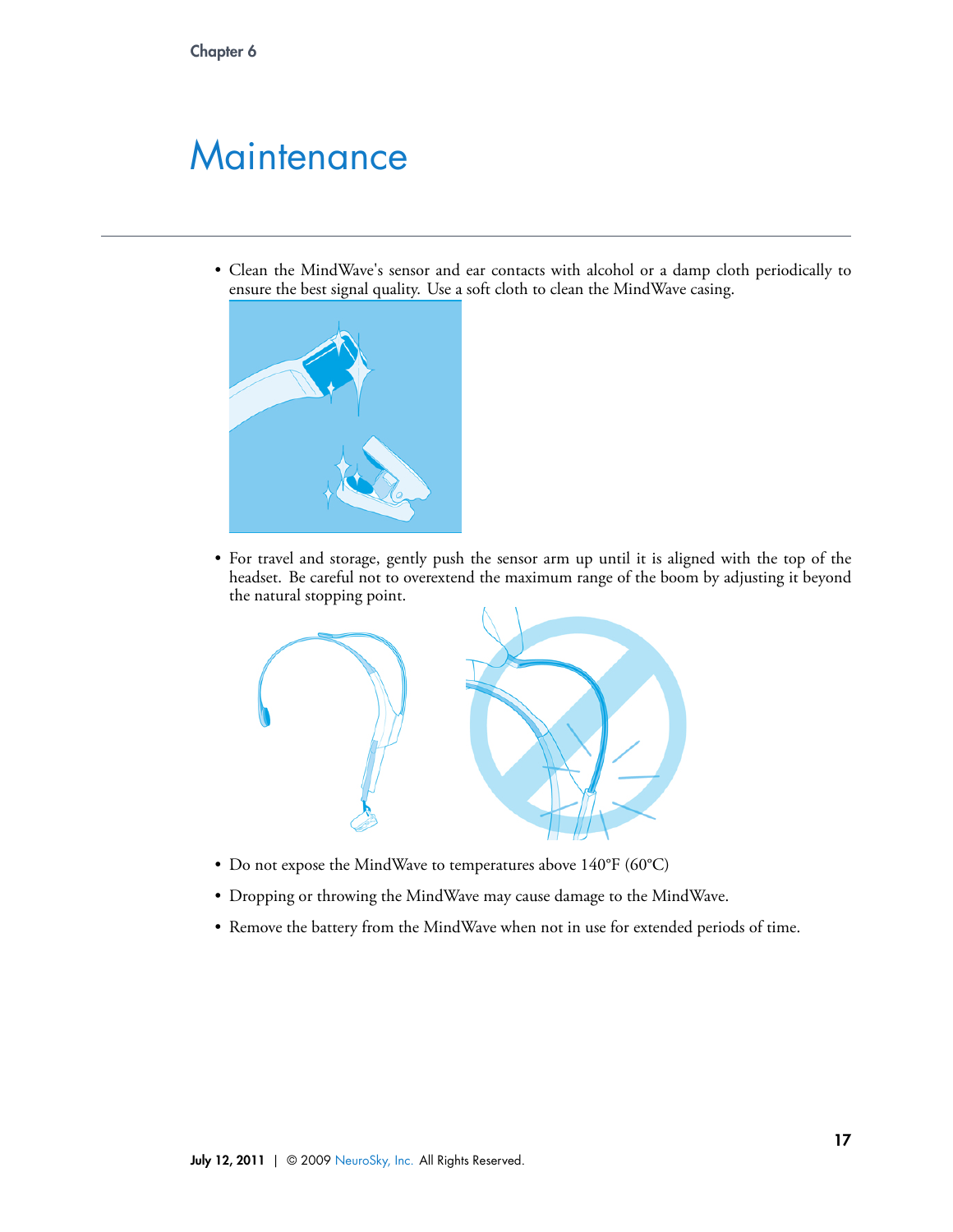# Maintenance

- Clean the MindWave's sensor and ear contacts with alcohol or a damp cloth periodically to ensure the best signal quality. Use a soft cloth to clean the MindWave casing.
- For travel and storage, gently push the sensor arm up until it is aligned with the top of the headset. Be careful not to overextend the maximum range of the boom by adjusting it beyond the natural stopping point.
- Do not expose the MindWave to temperatures above 140°F (60°C)
- Dropping or throwing the MindWave may cause damage to the MindWave.
- Remove the battery from the MindWave when not in use for extended periods of time.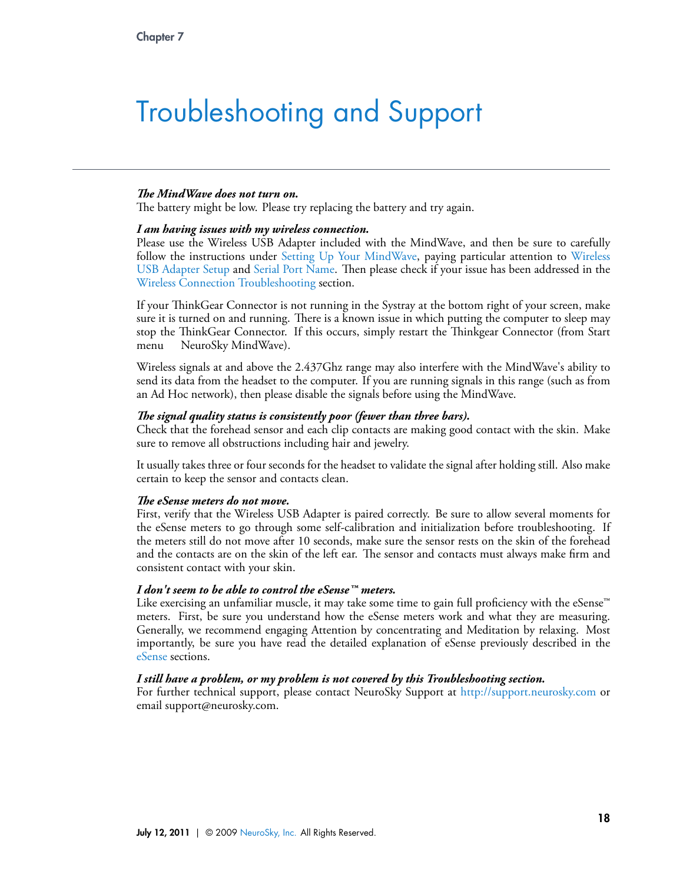Chapter 7

# Troubleshooting and Support

***The MindWave does not turn on.***
The battery might be low. Please try replacing the battery and try again.

***I am having issues with my wireless connection.***
Please use the Wireless USB Adapter included with the MindWave, and then be sure to carefully follow the instructions under Setting Up Your MindWave, paying particular attention to Wireless USB Adapter Setup and Serial Port Name. Then please check if your issue has been addressed in the Wireless Connection Troubleshooting section.

If your ThinkGear Connector is not running in the Systray at the bottom right of your screen, make sure it is turned on and running. There is a known issue in which putting the computer to sleep may stop the ThinkGear Connector. If this occurs, simply restart the Thinkgear Connector (from Start menu NeuroSky MindWave).

Wireless signals at and above the 2.437Ghz range may also interfere with the MindWave's ability to send its data from the headset to the computer. If you are running signals in this range (such as from an Ad Hoc network), then please disable the signals before using the MindWave.

***The signal quality status is consistently poor (fewer than three bars).***
Check that the forehead sensor and each clip contacts are making good contact with the skin. Make sure to remove all obstructions including hair and jewelry.

It usually takes three or four seconds for the headset to validate the signal after holding still. Also make certain to keep the sensor and contacts clean.

***The eSense meters do not move.***
First, verify that the Wireless USB Adapter is paired correctly. Be sure to allow several moments for the eSense meters to go through some self-calibration and initialization before troubleshooting. If the meters still do not move after 10 seconds, make sure the sensor rests on the skin of the forehead and the contacts are on the skin of the left ear. The sensor and contacts must always make firm and consistent contact with your skin.

***I don't seem to be able to control the eSense™ meters.***
Like exercising an unfamiliar muscle, it may take some time to gain full proficiency with the eSense™ meters. First, be sure you understand how the eSense meters work and what they are measuring. Generally, we recommend engaging Attention by concentrating and Meditation by relaxing. Most importantly, be sure you have read the detailed explanation of eSense previously described in the eSense sections.

***I still have a problem, or my problem is not covered by this Troubleshooting section.***
For further technical support, please contact NeuroSky Support at http://support.neurosky.com or email support@neurosky.com.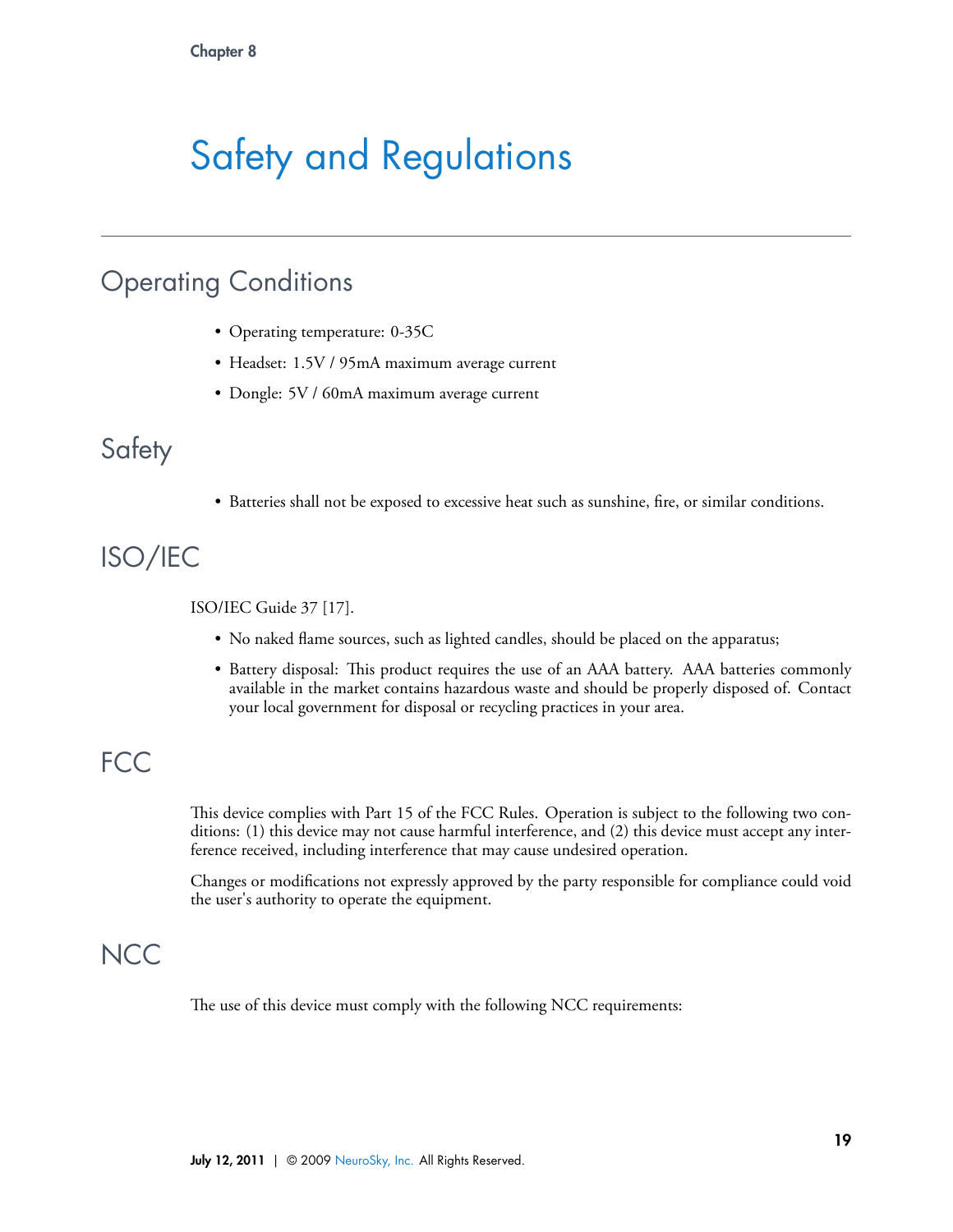# Safety and Regulations

## Operating Conditions

- Operating temperature: 0-35C
- Headset: 1.5V / 95mA maximum average current
- Dongle: 5V / 60mA maximum average current

## Safety

- Batteries shall not be exposed to excessive heat such as sunshine, fire, or similar conditions.

## ISO/IEC

ISO/IEC Guide 37 [17].

- No naked flame sources, such as lighted candles, should be placed on the apparatus;
- Battery disposal: This product requires the use of an AAA battery. AAA batteries commonly available in the market contains hazardous waste and should be properly disposed of. Contact your local government for disposal or recycling practices in your area.

## FCC

This device complies with Part 15 of the FCC Rules. Operation is subject to the following two conditions: (1) this device may not cause harmful interference, and (2) this device must accept any interference received, including interference that may cause undesired operation.

Changes or modifications not expressly approved by the party responsible for compliance could void the user's authority to operate the equipment.

## NCC

The use of this device must comply with the following NCC requirements: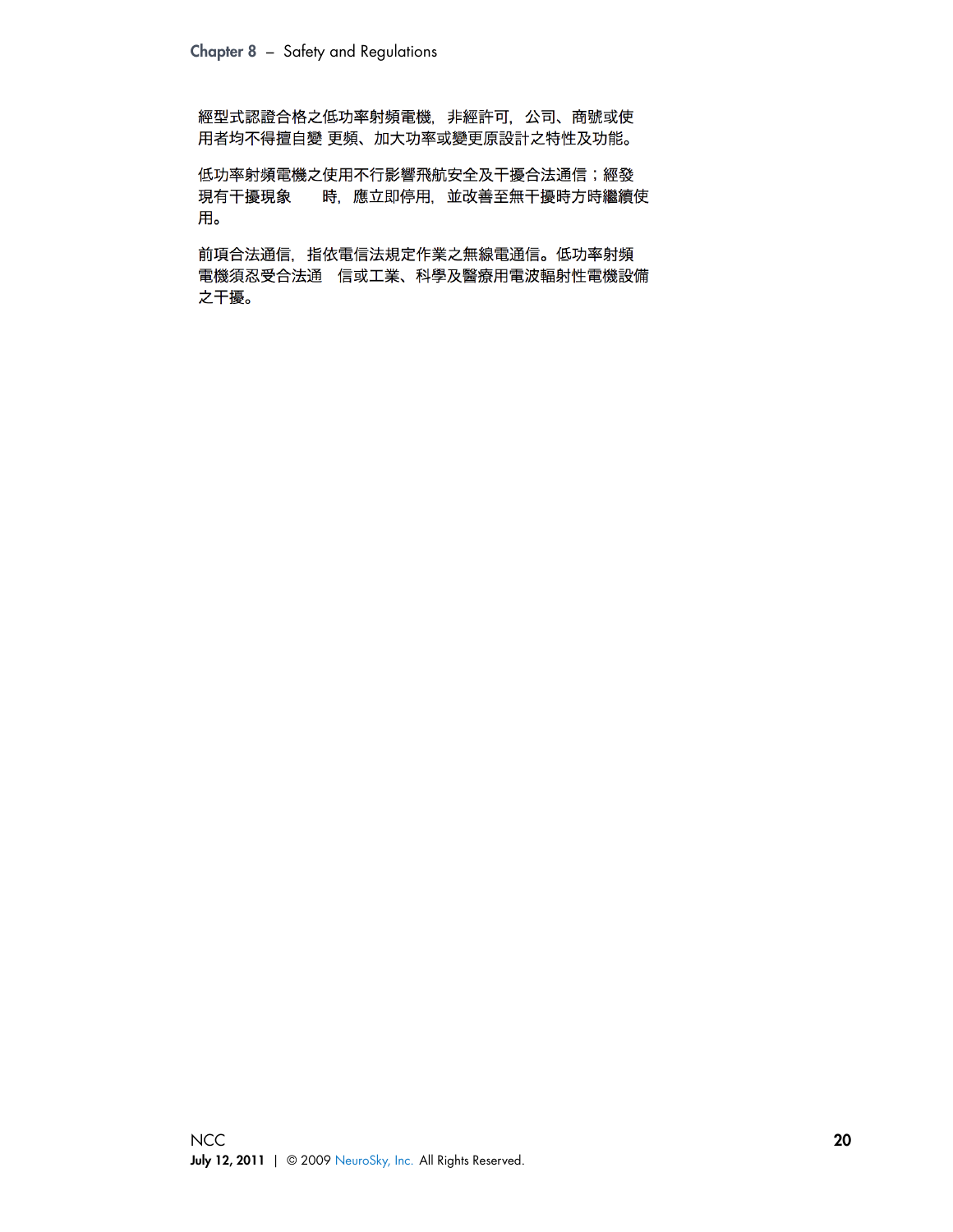經型式認證合格之低功率射頻電機，非經許可，公司、商號或使用者均不得擅自變 更頻、加大功率或變更原設計之特性及功能。

低功率射頻電機之使用不行影響飛航安全及干擾合法通信；經發現有干擾現象　　時，應立即停用，並改善至無干擾時方時繼續使用。

前項合法通信，指依電信法規定作業之無線電通信。低功率射頻電機須忍受合法通　信或工業、科學及醫療用電波輻射性電機設備之干擾。

NCC